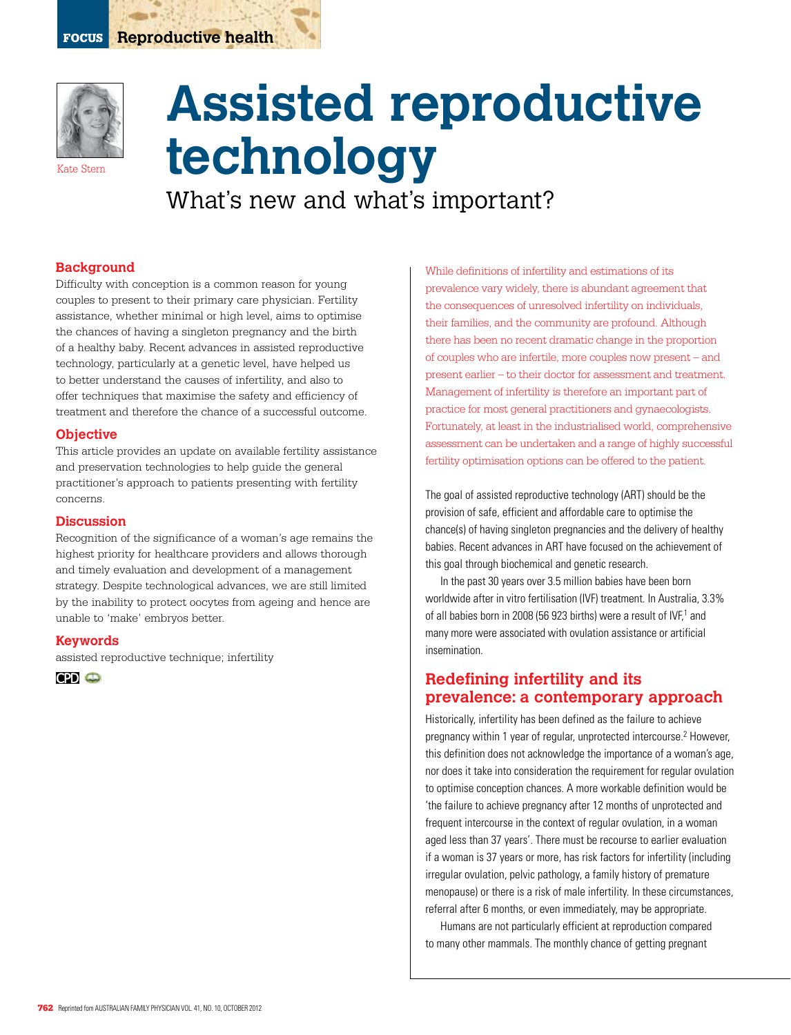# Assisted reproductive technology

Kate Stern

## What's new and what's important?

### Background

Difficulty with conception is a common reason for young couples to present to their primary care physician. Fertility assistance, whether minimal or high level, aims to optimise the chances of having a singleton pregnancy and the birth of a healthy baby. Recent advances in assisted reproductive technology, particularly at a genetic level, have helped us to better understand the causes of infertility, and also to offer techniques that maximise the safety and efficiency of treatment and therefore the chance of a successful outcome.

### Objective

This article provides an update on available fertility assistance and preservation technologies to help guide the general practitioner's approach to patients presenting with fertility concerns.

### Discussion

Recognition of the significance of a woman's age remains the highest priority for healthcare providers and allows thorough and timely evaluation and development of a management strategy. Despite technological advances, we are still limited by the inability to protect oocytes from ageing and hence are unable to 'make' embryos better.

### Keywords

assisted reproductive technique; infertility

While definitions of infertility and estimations of its prevalence vary widely, there is abundant agreement that the consequences of unresolved infertility on individuals, their families, and the community are profound. Although there has been no recent dramatic change in the proportion of couples who are infertile, more couples now present – and present earlier – to their doctor for assessment and treatment. Management of infertility is therefore an important part of practice for most general practitioners and gynaecologists. Fortunately, at least in the industrialised world, comprehensive assessment can be undertaken and a range of highly successful fertility optimisation options can be offered to the patient.

The goal of assisted reproductive technology (ART) should be the provision of safe, efficient and affordable care to optimise the chance(s) of having singleton pregnancies and the delivery of healthy babies. Recent advances in ART have focused on the achievement of this goal through biochemical and genetic research.

In the past 30 years over 3.5 million babies have been born worldwide after in vitro fertilisation (IVF) treatment. In Australia, 3.3% of all babies born in 2008 (56 923 births) were a result of IVF,[1] and many more were associated with ovulation assistance or artificial insemination.

## Redefining infertility and its prevalence: a contemporary approach

Historically, infertility has been defined as the failure to achieve pregnancy within 1 year of regular, unprotected intercourse.[2] However, this definition does not acknowledge the importance of a woman's age, nor does it take into consideration the requirement for regular ovulation to optimise conception chances. A more workable definition would be 'the failure to achieve pregnancy after 12 months of unprotected and frequent intercourse in the context of regular ovulation, in a woman aged less than 37 years'. There must be recourse to earlier evaluation if a woman is 37 years or more, has risk factors for infertility (including irregular ovulation, pelvic pathology, a family history of premature menopause) or there is a risk of male infertility. In these circumstances, referral after 6 months, or even immediately, may be appropriate.

Humans are not particularly efficient at reproduction compared to many other mammals. The monthly chance of getting pregnant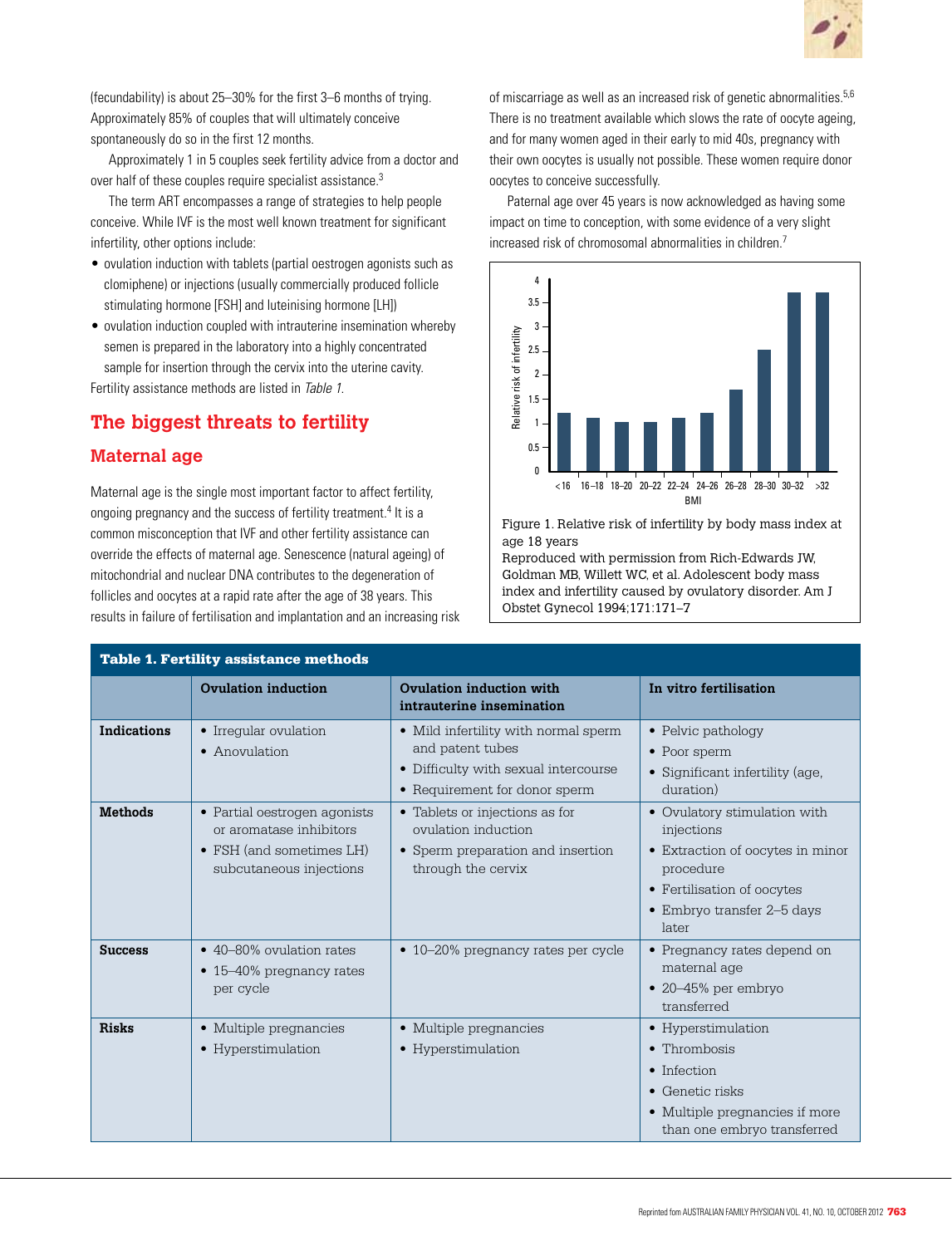(fecundability) is about 25–30% for the first 3–6 months of trying. Approximately 85% of couples that will ultimately conceive spontaneously do so in the first 12 months.

Approximately 1 in 5 couples seek fertility advice from a doctor and over half of these couples require specialist assistance.[3]

The term ART encompasses a range of strategies to help people conceive. While IVF is the most well known treatment for significant infertility, other options include:

- ovulation induction with tablets (partial oestrogen agonists such as clomiphene) or injections (usually commercially produced follicle stimulating hormone [FSH] and luteinising hormone [LH])
- ovulation induction coupled with intrauterine insemination whereby semen is prepared in the laboratory into a highly concentrated sample for insertion through the cervix into the uterine cavity.

Fertility assistance methods are listed in *Table 1*.

## The biggest threats to fertility

### Maternal age

Maternal age is the single most important factor to affect fertility, ongoing pregnancy and the success of fertility treatment.[4] It is a common misconception that IVF and other fertility assistance can override the effects of maternal age. Senescence (natural ageing) of mitochondrial and nuclear DNA contributes to the degeneration of follicles and oocytes at a rapid rate after the age of 38 years. This results in failure of fertilisation and implantation and an increasing risk of miscarriage as well as an increased risk of genetic abnormalities.[5,6] There is no treatment available which slows the rate of oocyte ageing, and for many women aged in their early to mid 40s, pregnancy with their own oocytes is usually not possible. These women require donor oocytes to conceive successfully.

Paternal age over 45 years is now acknowledged as having some impact on time to conception, with some evidence of a very slight increased risk of chromosomal abnormalities in children.[7]

Figure 1. Relative risk of infertility by body mass index at age 18 years
Reproduced with permission from Rich-Edwards JW, Goldman MB, Willett WC, et al. Adolescent body mass index and infertility caused by ovulatory disorder. Am J Obstet Gynecol 1994;171:171–7

**Table 1. Fertility assistance methods**

| | Ovulation induction | Ovulation induction with intrauterine insemination | In vitro fertilisation |
|---|---|---|---|
| **Indications** | • Irregular ovulation<br>• Anovulation | • Mild infertility with normal sperm and patent tubes<br>• Difficulty with sexual intercourse<br>• Requirement for donor sperm | • Pelvic pathology<br>• Poor sperm<br>• Significant infertility (age, duration) |
| **Methods** | • Partial oestrogen agonists or aromatase inhibitors<br>• FSH (and sometimes LH) subcutaneous injections | • Tablets or injections as for ovulation induction<br>• Sperm preparation and insertion through the cervix | • Ovulatory stimulation with injections<br>• Extraction of oocytes in minor procedure<br>• Fertilisation of oocytes<br>• Embryo transfer 2–5 days later |
| **Success** | • 40–80% ovulation rates<br>• 15–40% pregnancy rates per cycle | • 10–20% pregnancy rates per cycle | • Pregnancy rates depend on maternal age<br>• 20–45% per embryo transferred |
| **Risks** | • Multiple pregnancies<br>• Hyperstimulation | • Multiple pregnancies<br>• Hyperstimulation | • Hyperstimulation<br>• Thrombosis<br>• Infection<br>• Genetic risks<br>• Multiple pregnancies if more than one embryo transferred |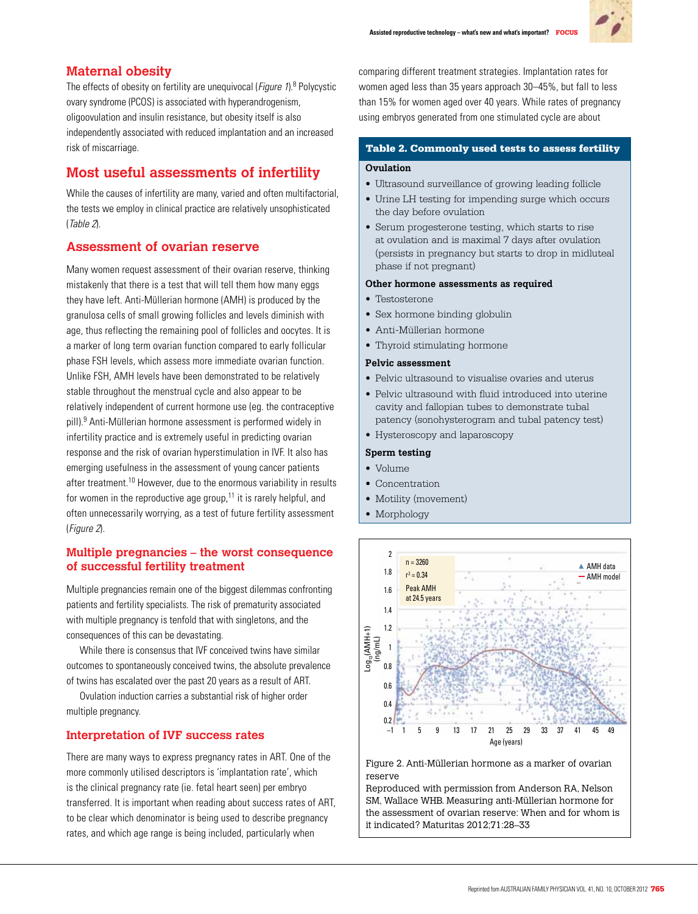## Maternal obesity

The effects of obesity on fertility are unequivocal (*Figure 1*).[8] Polycystic ovary syndrome (PCOS) is associated with hyperandrogenism, oligoovulation and insulin resistance, but obesity itself is also independently associated with reduced implantation and an increased risk of miscarriage.

## Most useful assessments of infertility

While the causes of infertility are many, varied and often multifactorial, the tests we employ in clinical practice are relatively unsophisticated (*Table 2*).

### Assessment of ovarian reserve

Many women request assessment of their ovarian reserve, thinking mistakenly that there is a test that will tell them how many eggs they have left. Anti-Müllerian hormone (AMH) is produced by the granulosa cells of small growing follicles and levels diminish with age, thus reflecting the remaining pool of follicles and oocytes. It is a marker of long term ovarian function compared to early follicular phase FSH levels, which assess more immediate ovarian function. Unlike FSH, AMH levels have been demonstrated to be relatively stable throughout the menstrual cycle and also appear to be relatively independent of current hormone use (eg. the contraceptive pill).[9] Anti-Müllerian hormone assessment is performed widely in infertility practice and is extremely useful in predicting ovarian response and the risk of ovarian hyperstimulation in IVF. It also has emerging usefulness in the assessment of young cancer patients after treatment.[10] However, due to the enormous variability in results for women in the reproductive age group,[11] it is rarely helpful, and often unnecessarily worrying, as a test of future fertility assessment (*Figure 2*).

### Multiple pregnancies – the worst consequence of successful fertility treatment

Multiple pregnancies remain one of the biggest dilemmas confronting patients and fertility specialists. The risk of prematurity associated with multiple pregnancy is tenfold that with singletons, and the consequences of this can be devastating.

While there is consensus that IVF conceived twins have similar outcomes to spontaneously conceived twins, the absolute prevalence of twins has escalated over the past 20 years as a result of ART.

Ovulation induction carries a substantial risk of higher order multiple pregnancy.

### Interpretation of IVF success rates

There are many ways to express pregnancy rates in ART. One of the more commonly utilised descriptors is 'implantation rate', which is the clinical pregnancy rate (ie. fetal heart seen) per embryo transferred. It is important when reading about success rates of ART, to be clear which denominator is being used to describe pregnancy rates, and which age range is being included, particularly when comparing different treatment strategies. Implantation rates for women aged less than 35 years approach 30–45%, but fall to less than 15% for women aged over 40 years. While rates of pregnancy using embryos generated from one stimulated cycle are about

**Table 2. Commonly used tests to assess fertility**

**Ovulation**
- Ultrasound surveillance of growing leading follicle
- Urine LH testing for impending surge which occurs the day before ovulation
- Serum progesterone testing, which starts to rise at ovulation and is maximal 7 days after ovulation (persists in pregnancy but starts to drop in midluteal phase if not pregnant)

**Other hormone assessments as required**
- Testosterone
- Sex hormone binding globulin
- Anti-Müllerian hormone
- Thyroid stimulating hormone

**Pelvic assessment**
- Pelvic ultrasound to visualise ovaries and uterus
- Pelvic ultrasound with fluid introduced into uterine cavity and fallopian tubes to demonstrate tubal patency (sonohysterogram and tubal patency test)
- Hysteroscopy and laparoscopy

**Sperm testing**
- Volume
- Concentration
- Motility (movement)
- Morphology

Figure 2. Anti-Müllerian hormone as a marker of ovarian reserve

Reproduced with permission from Anderson RA, Nelson SM, Wallace WHB. Measuring anti-Müllerian hormone for the assessment of ovarian reserve: When and for whom is it indicated? Maturitas 2012;71:28–33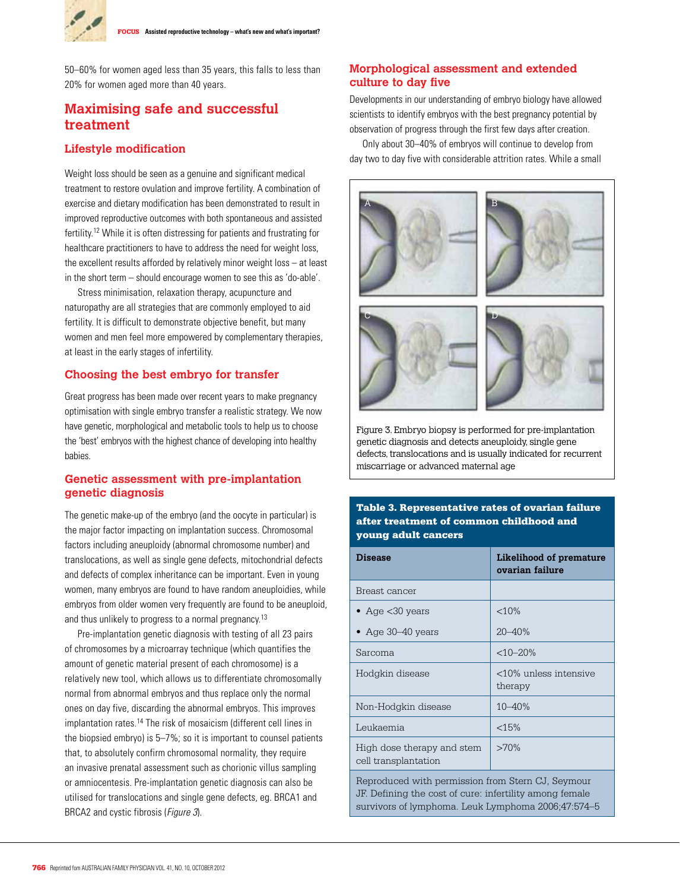50–60% for women aged less than 35 years, this falls to less than 20% for women aged more than 40 years.

## Maximising safe and successful treatment

### Lifestyle modification

Weight loss should be seen as a genuine and significant medical treatment to restore ovulation and improve fertility. A combination of exercise and dietary modification has been demonstrated to result in improved reproductive outcomes with both spontaneous and assisted fertility.[12] While it is often distressing for patients and frustrating for healthcare practitioners to have to address the need for weight loss, the excellent results afforded by relatively minor weight loss – at least in the short term – should encourage women to see this as 'do-able'.

Stress minimisation, relaxation therapy, acupuncture and naturopathy are all strategies that are commonly employed to aid fertility. It is difficult to demonstrate objective benefit, but many women and men feel more empowered by complementary therapies, at least in the early stages of infertility.

### Choosing the best embryo for transfer

Great progress has been made over recent years to make pregnancy optimisation with single embryo transfer a realistic strategy. We now have genetic, morphological and metabolic tools to help us to choose the 'best' embryos with the highest chance of developing into healthy babies.

### Genetic assessment with pre-implantation genetic diagnosis

The genetic make-up of the embryo (and the oocyte in particular) is the major factor impacting on implantation success. Chromosomal factors including aneuploidy (abnormal chromosome number) and translocations, as well as single gene defects, mitochondrial defects and defects of complex inheritance can be important. Even in young women, many embryos are found to have random aneuploidies, while embryos from older women very frequently are found to be aneuploid, and thus unlikely to progress to a normal pregnancy.[13]

Pre-implantation genetic diagnosis with testing of all 23 pairs of chromosomes by a microarray technique (which quantifies the amount of genetic material present of each chromosome) is a relatively new tool, which allows us to differentiate chromosomally normal from abnormal embryos and thus replace only the normal ones on day five, discarding the abnormal embryos. This improves implantation rates.[14] The risk of mosaicism (different cell lines in the biopsied embryo) is 5–7%; so it is important to counsel patients that, to absolutely confirm chromosomal normality, they require an invasive prenatal assessment such as chorionic villus sampling or amniocentesis. Pre-implantation genetic diagnosis can also be utilised for translocations and single gene defects, eg. BRCA1 and BRCA2 and cystic fibrosis (*Figure 3*).

### Morphological assessment and extended culture to day five

Developments in our understanding of embryo biology have allowed scientists to identify embryos with the best pregnancy potential by observation of progress through the first few days after creation.

Only about 30–40% of embryos will continue to develop from day two to day five with considerable attrition rates. While a small

Figure 3. Embryo biopsy is performed for pre-implantation genetic diagnosis and detects aneuploidy, single gene defects, translocations and is usually indicated for recurrent miscarriage or advanced maternal age

**Table 3. Representative rates of ovarian failure after treatment of common childhood and young adult cancers**

| Disease | Likelihood of premature ovarian failure |
|---|---|
| Breast cancer | |
| • Age <30 years | <10% |
| • Age 30–40 years | 20–40% |
| Sarcoma | <10–20% |
| Hodgkin disease | <10% unless intensive therapy |
| Non-Hodgkin disease | 10–40% |
| Leukaemia | <15% |
| High dose therapy and stem cell transplantation | >70% |

Reproduced with permission from Stern CJ, Seymour JF. Defining the cost of cure: infertility among female survivors of lymphoma. Leuk Lymphoma 2006;47:574–5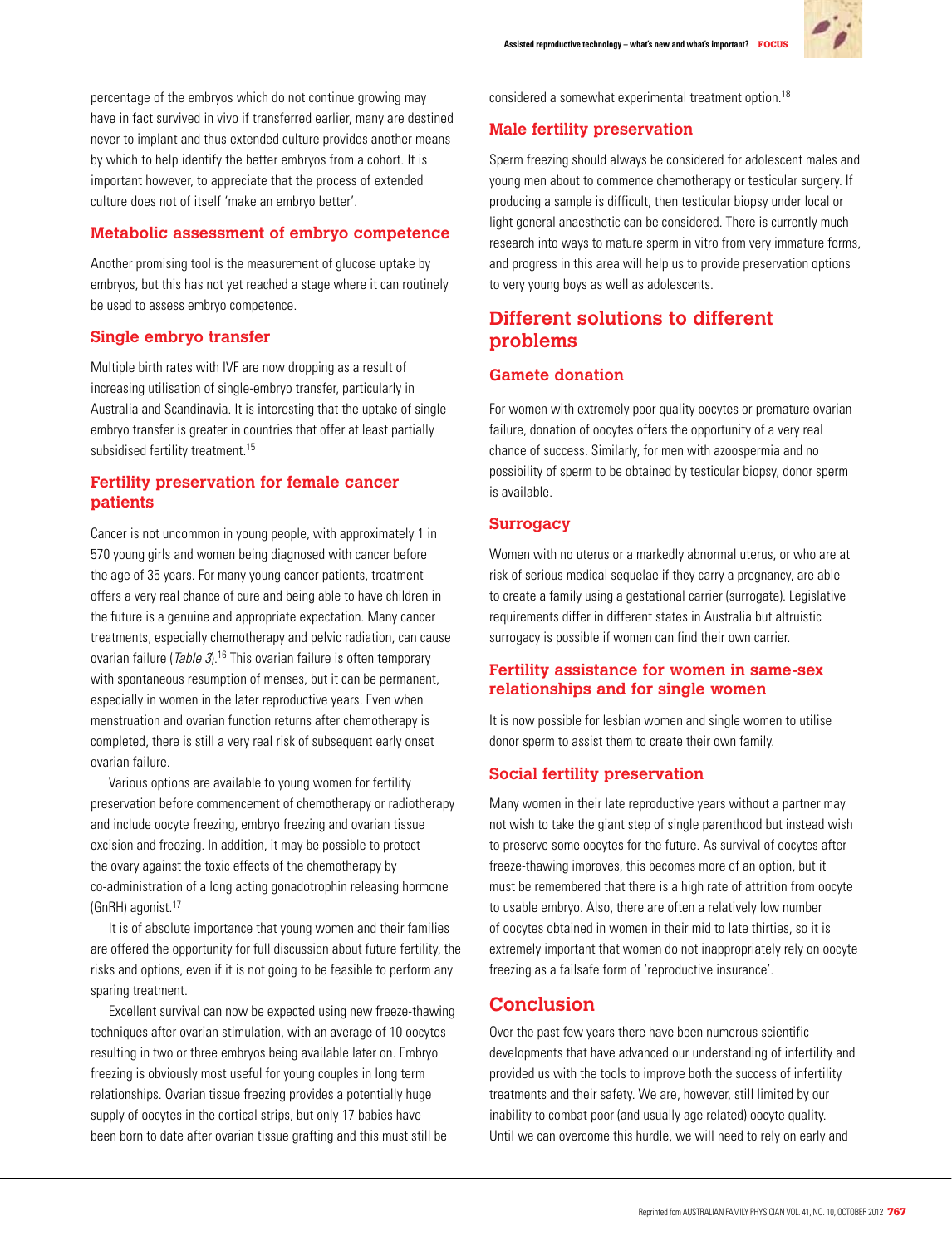percentage of the embryos which do not continue growing may have in fact survived in vivo if transferred earlier, many are destined never to implant and thus extended culture provides another means by which to help identify the better embryos from a cohort. It is important however, to appreciate that the process of extended culture does not of itself 'make an embryo better'.

### Metabolic assessment of embryo competence

Another promising tool is the measurement of glucose uptake by embryos, but this has not yet reached a stage where it can routinely be used to assess embryo competence.

### Single embryo transfer

Multiple birth rates with IVF are now dropping as a result of increasing utilisation of single-embryo transfer, particularly in Australia and Scandinavia. It is interesting that the uptake of single embryo transfer is greater in countries that offer at least partially subsidised fertility treatment.[15]

### Fertility preservation for female cancer patients

Cancer is not uncommon in young people, with approximately 1 in 570 young girls and women being diagnosed with cancer before the age of 35 years. For many young cancer patients, treatment offers a very real chance of cure and being able to have children in the future is a genuine and appropriate expectation. Many cancer treatments, especially chemotherapy and pelvic radiation, can cause ovarian failure (*Table 3*).[16] This ovarian failure is often temporary with spontaneous resumption of menses, but it can be permanent, especially in women in the later reproductive years. Even when menstruation and ovarian function returns after chemotherapy is completed, there is still a very real risk of subsequent early onset ovarian failure.

Various options are available to young women for fertility preservation before commencement of chemotherapy or radiotherapy and include oocyte freezing, embryo freezing and ovarian tissue excision and freezing. In addition, it may be possible to protect the ovary against the toxic effects of the chemotherapy by co-administration of a long acting gonadotrophin releasing hormone (GnRH) agonist.[17]

It is of absolute importance that young women and their families are offered the opportunity for full discussion about future fertility, the risks and options, even if it is not going to be feasible to perform any sparing treatment.

Excellent survival can now be expected using new freeze-thawing techniques after ovarian stimulation, with an average of 10 oocytes resulting in two or three embryos being available later on. Embryo freezing is obviously most useful for young couples in long term relationships. Ovarian tissue freezing provides a potentially huge supply of oocytes in the cortical strips, but only 17 babies have been born to date after ovarian tissue grafting and this must still be considered a somewhat experimental treatment option.[18]

### Male fertility preservation

Sperm freezing should always be considered for adolescent males and young men about to commence chemotherapy or testicular surgery. If producing a sample is difficult, then testicular biopsy under local or light general anaesthetic can be considered. There is currently much research into ways to mature sperm in vitro from very immature forms, and progress in this area will help us to provide preservation options to very young boys as well as adolescents.

## Different solutions to different problems

### Gamete donation

For women with extremely poor quality oocytes or premature ovarian failure, donation of oocytes offers the opportunity of a very real chance of success. Similarly, for men with azoospermia and no possibility of sperm to be obtained by testicular biopsy, donor sperm is available.

### Surrogacy

Women with no uterus or a markedly abnormal uterus, or who are at risk of serious medical sequelae if they carry a pregnancy, are able to create a family using a gestational carrier (surrogate). Legislative requirements differ in different states in Australia but altruistic surrogacy is possible if women can find their own carrier.

### Fertility assistance for women in same-sex relationships and for single women

It is now possible for lesbian women and single women to utilise donor sperm to assist them to create their own family.

### Social fertility preservation

Many women in their late reproductive years without a partner may not wish to take the giant step of single parenthood but instead wish to preserve some oocytes for the future. As survival of oocytes after freeze-thawing improves, this becomes more of an option, but it must be remembered that there is a high rate of attrition from oocyte to usable embryo. Also, there are often a relatively low number of oocytes obtained in women in their mid to late thirties, so it is extremely important that women do not inappropriately rely on oocyte freezing as a failsafe form of 'reproductive insurance'.

## Conclusion

Over the past few years there have been numerous scientific developments that have advanced our understanding of infertility and provided us with the tools to improve both the success of infertility treatments and their safety. We are, however, still limited by our inability to combat poor (and usually age related) oocyte quality. Until we can overcome this hurdle, we will need to rely on early and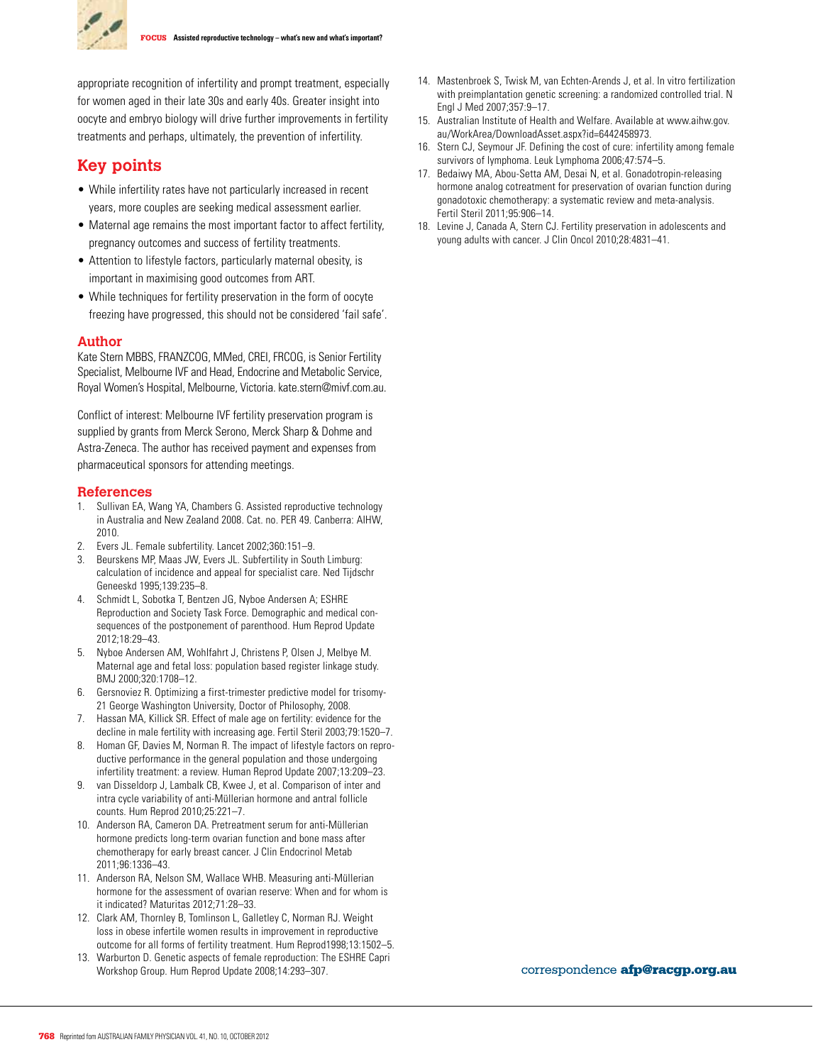appropriate recognition of infertility and prompt treatment, especially for women aged in their late 30s and early 40s. Greater insight into oocyte and embryo biology will drive further improvements in fertility treatments and perhaps, ultimately, the prevention of infertility.

## Key points

- While infertility rates have not particularly increased in recent years, more couples are seeking medical assessment earlier.
- Maternal age remains the most important factor to affect fertility, pregnancy outcomes and success of fertility treatments.
- Attention to lifestyle factors, particularly maternal obesity, is important in maximising good outcomes from ART.
- While techniques for fertility preservation in the form of oocyte freezing have progressed, this should not be considered 'fail safe'.

### Author

Kate Stern MBBS, FRANZCOG, MMed, CREI, FRCOG, is Senior Fertility Specialist, Melbourne IVF and Head, Endocrine and Metabolic Service, Royal Women's Hospital, Melbourne, Victoria. kate.stern@mivf.com.au.

Conflict of interest: Melbourne IVF fertility preservation program is supplied by grants from Merck Serono, Merck Sharp & Dohme and Astra-Zeneca. The author has received payment and expenses from pharmaceutical sponsors for attending meetings.

### References

1. Sullivan EA, Wang YA, Chambers G. Assisted reproductive technology in Australia and New Zealand 2008. Cat. no. PER 49. Canberra: AIHW, 2010.
2. Evers JL. Female subfertility. Lancet 2002;360:151–9.
3. Beurskens MP, Maas JW, Evers JL. Subfertility in South Limburg: calculation of incidence and appeal for specialist care. Ned Tijdschr Geneeskd 1995;139:235–8.
4. Schmidt L, Sobotka T, Bentzen JG, Nyboe Andersen A; ESHRE Reproduction and Society Task Force. Demographic and medical consequences of the postponement of parenthood. Hum Reprod Update 2012;18:29–43.
5. Nyboe Andersen AM, Wohlfahrt J, Christens P, Olsen J, Melbye M. Maternal age and fetal loss: population based register linkage study. BMJ 2000;320:1708–12.
6. Gersnoviez R. Optimizing a first-trimester predictive model for trisomy-21 George Washington University, Doctor of Philosophy, 2008.
7. Hassan MA, Killick SR. Effect of male age on fertility: evidence for the decline in male fertility with increasing age. Fertil Steril 2003;79:1520–7.
8. Homan GF, Davies M, Norman R. The impact of lifestyle factors on reproductive performance in the general population and those undergoing infertility treatment: a review. Human Reprod Update 2007;13:209–23.
9. van Disseldorp J, Lambalk CB, Kwee J, et al. Comparison of inter and intra cycle variability of anti-Müllerian hormone and antral follicle counts. Hum Reprod 2010;25:221–7.
10. Anderson RA, Cameron DA. Pretreatment serum for anti-Müllerian hormone predicts long-term ovarian function and bone mass after chemotherapy for early breast cancer. J Clin Endocrinol Metab 2011;96:1336–43.
11. Anderson RA, Nelson SM, Wallace WHB. Measuring anti-Müllerian hormone for the assessment of ovarian reserve: When and for whom is it indicated? Maturitas 2012;71:28–33.
12. Clark AM, Thornley B, Tomlinson L, Galletley C, Norman RJ. Weight loss in obese infertile women results in improvement in reproductive outcome for all forms of fertility treatment. Hum Reprod1998;13:1502–5.
13. Warburton D. Genetic aspects of female reproduction: The ESHRE Capri Workshop Group. Hum Reprod Update 2008;14:293–307.
14. Mastenbroek S, Twisk M, van Echten-Arends J, et al. In vitro fertilization with preimplantation genetic screening: a randomized controlled trial. N Engl J Med 2007;357:9–17.
15. Australian Institute of Health and Welfare. Available at www.aihw.gov.au/WorkArea/DownloadAsset.aspx?id=6442458973.
16. Stern CJ, Seymour JF. Defining the cost of cure: infertility among female survivors of lymphoma. Leuk Lymphoma 2006;47:574–5.
17. Bedaiwy MA, Abou-Setta AM, Desai N, et al. Gonadotropin-releasing hormone analog cotreatment for preservation of ovarian function during gonadotoxic chemotherapy: a systematic review and meta-analysis. Fertil Steril 2011;95:906–14.
18. Levine J, Canada A, Stern CJ. Fertility preservation in adolescents and young adults with cancer. J Clin Oncol 2010;28:4831–41.

correspondence **afp@racgp.org.au**